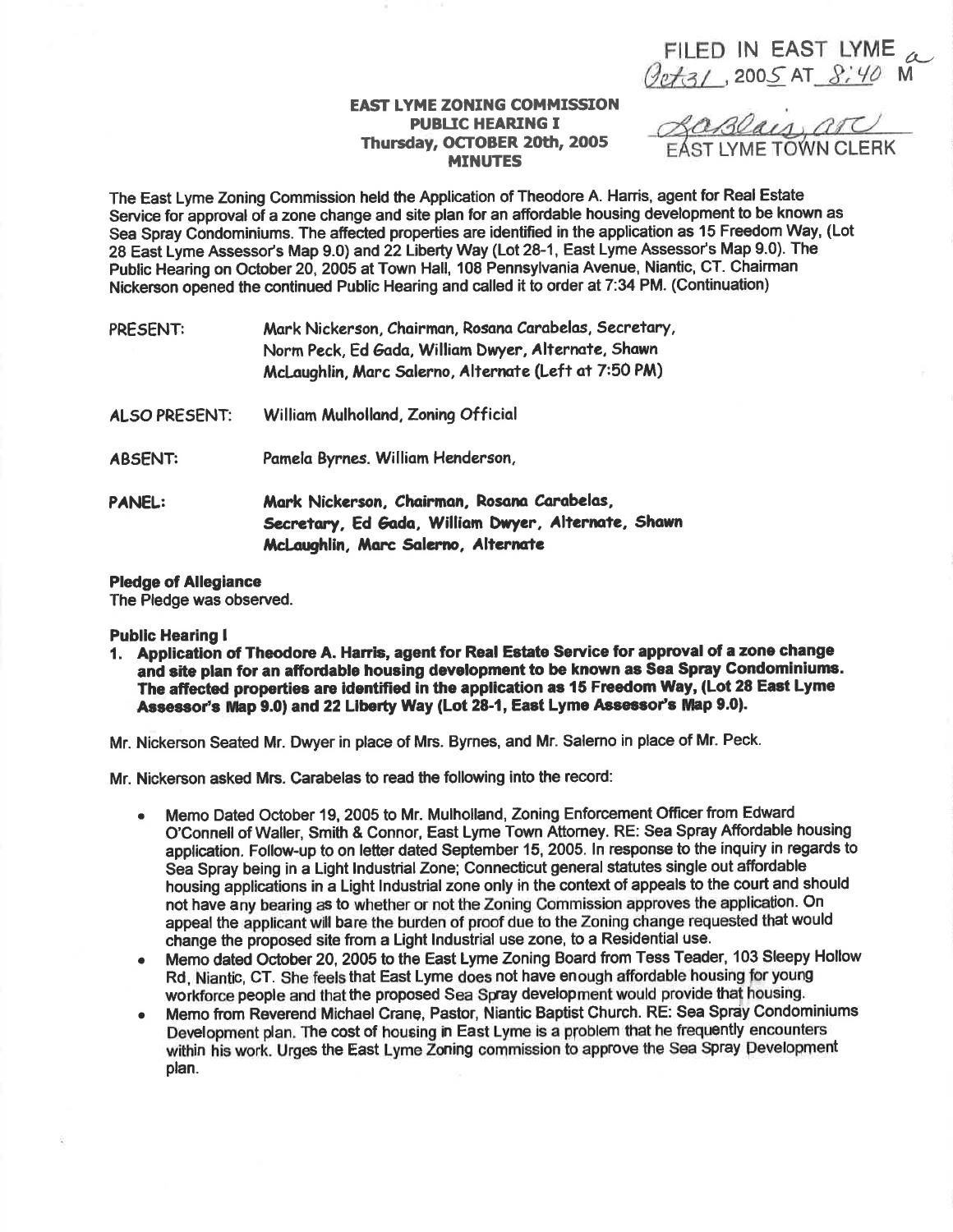FILED IN EAST LYME
Oct 31, 2005 AT 8:40 AM

Barbara Blais, ATC
EAST LYME TOWN CLERK

**EAST LYME ZONING COMMISSION**
**PUBLIC HEARING I**
**Thursday, OCTOBER 20th, 2005**
**MINUTES**

The East Lyme Zoning Commission held the Application of Theodore A. Harris, agent for Real Estate Service for approval of a zone change and site plan for an affordable housing development to be known as Sea Spray Condominiums. The affected properties are identified in the application as 15 Freedom Way, (Lot 28 East Lyme Assessor's Map 9.0) and 22 Liberty Way (Lot 28-1, East Lyme Assessor's Map 9.0). The Public Hearing on October 20, 2005 at Town Hall, 108 Pennsylvania Avenue, Niantic, CT. Chairman Nickerson opened the continued Public Hearing and called it to order at 7:34 PM. (Continuation)

PRESENT: Mark Nickerson, Chairman, Rosana Carabelas, Secretary, Norm Peck, Ed Gada, William Dwyer, Alternate, Shawn McLaughlin, Marc Salerno, Alternate (Left at 7:50 PM)

ALSO PRESENT: William Mulholland, Zoning Official

ABSENT: Pamela Byrnes. William Henderson,

PANEL: **Mark Nickerson, Chairman, Rosana Carabelas, Secretary, Ed Gada, William Dwyer, Alternate, Shawn McLaughlin, Marc Salerno, Alternate**

**Pledge of Allegiance**
The Pledge was observed.

**Public Hearing I**

1. **Application of Theodore A. Harris, agent for Real Estate Service for approval of a zone change and site plan for an affordable housing development to be known as Sea Spray Condominiums. The affected properties are identified in the application as 15 Freedom Way, (Lot 28 East Lyme Assessor's Map 9.0) and 22 Liberty Way (Lot 28-1, East Lyme Assessor's Map 9.0).**

Mr. Nickerson Seated Mr. Dwyer in place of Mrs. Byrnes, and Mr. Salerno in place of Mr. Peck.

Mr. Nickerson asked Mrs. Carabelas to read the following into the record:

- Memo Dated October 19, 2005 to Mr. Mulholland, Zoning Enforcement Officer from Edward O'Connell of Waller, Smith & Connor, East Lyme Town Attorney. RE: Sea Spray Affordable housing application. Follow-up to on letter dated September 15, 2005. In response to the inquiry in regards to Sea Spray being in a Light Industrial Zone; Connecticut general statutes single out affordable housing applications in a Light Industrial zone only in the context of appeals to the court and should not have any bearing as to whether or not the Zoning Commission approves the application. On appeal the applicant will bare the burden of proof due to the Zoning change requested that would change the proposed site from a Light Industrial use zone, to a Residential use.
- Memo dated October 20, 2005 to the East Lyme Zoning Board from Tess Teader, 103 Sleepy Hollow Rd, Niantic, CT. She feels that East Lyme does not have enough affordable housing for young workforce people and that the proposed Sea Spray development would provide that housing.
- Memo from Reverend Michael Crane, Pastor, Niantic Baptist Church. RE: Sea Spray Condominiums Development plan. The cost of housing in East Lyme is a problem that he frequently encounters within his work. Urges the East Lyme Zoning commission to approve the Sea Spray Development plan.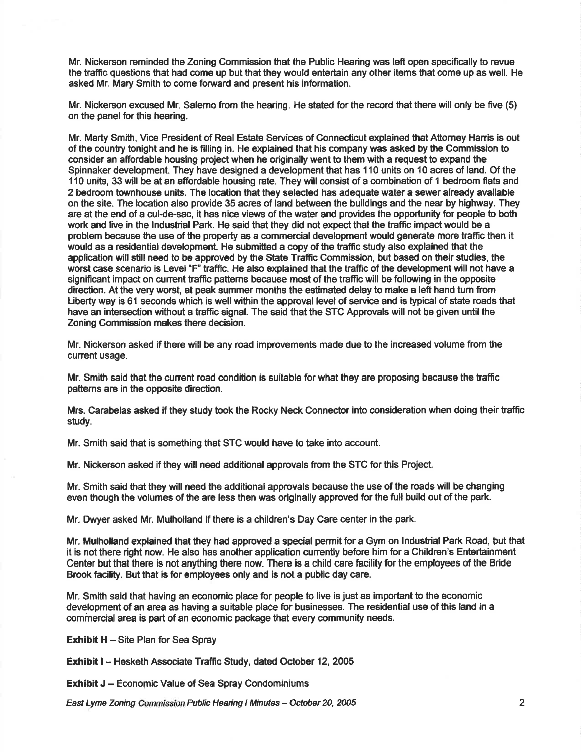Mr. Nickerson reminded the Zoning Commission that the Public Hearing was left open specifically to revue the traffic questions that had come up but that they would entertain any other items that come up as well. He asked Mr. Mary Smith to come forward and present his information.

Mr. Nickerson excused Mr. Salerno from the hearing. He stated for the record that there will only be five (5) on the panel for this hearing.

Mr. Marty Smith, Vice President of Real Estate Services of Connecticut explained that Attorney Harris is out of the country tonight and he is filling in. He explained that his company was asked by the Commission to consider an affordable housing project when he originally went to them with a request to expand the Spinnaker development. They have designed a development that has 110 units on 10 acres of land. Of the 110 units, 33 will be at an affordable housing rate. They will consist of a combination of 1 bedroom flats and 2 bedroom townhouse units. The location that they selected has adequate water a sewer already available on the site. The location also provide 35 acres of land between the buildings and the near by highway. They are at the end of a cul-de-sac, it has nice views of the water and provides the opportunity for people to both work and live in the Industrial Park. He said that they did not expect that the traffic impact would be a problem because the use of the property as a commercial development would generate more traffic then it would as a residential development. He submitted a copy of the traffic study also explained that the application will still need to be approved by the State Traffic Commission, but based on their studies, the worst case scenario is Level "F" traffic. He also explained that the traffic of the development will not have a significant impact on current traffic patterns because most of the traffic will be following in the opposite direction. At the very worst, at peak summer months the estimated delay to make a left hand turn from Liberty way is 61 seconds which is well within the approval level of service and is typical of state roads that have an intersection without a traffic signal. The said that the STC Approvals will not be given until the Zoning Commission makes there decision.

Mr. Nickerson asked if there will be any road improvements made due to the increased volume from the current usage.

Mr. Smith said that the current road condition is suitable for what they are proposing because the traffic patterns are in the opposite direction.

Mrs. Carabelas asked if they study took the Rocky Neck Connector into consideration when doing their traffic study.

Mr. Smith said that is something that STC would have to take into account.

Mr. Nickerson asked if they will need additional approvals from the STC for this Project.

Mr. Smith said that they will need the additional approvals because the use of the roads will be changing even though the volumes of the are less then was originally approved for the full build out of the park.

Mr. Dwyer asked Mr. Mulholland if there is a children's Day Care center in the park.

Mr. Mulholland explained that they had approved a special permit for a Gym on Industrial Park Road, but that it is not there right now. He also has another application currently before him for a Children's Entertainment Center but that there is not anything there now. There is a child care facility for the employees of the Bride Brook facility. But that is for employees only and is not a public day care.

Mr. Smith said that having an economic place for people to live is just as important to the economic development of an area as having a suitable place for businesses. The residential use of this land in a commercial area is part of an economic package that every community needs.

**Exhibit H** – Site Plan for Sea Spray

**Exhibit I** – Hesketh Associate Traffic Study, dated October 12, 2005

**Exhibit J** – Economic Value of Sea Spray Condominiums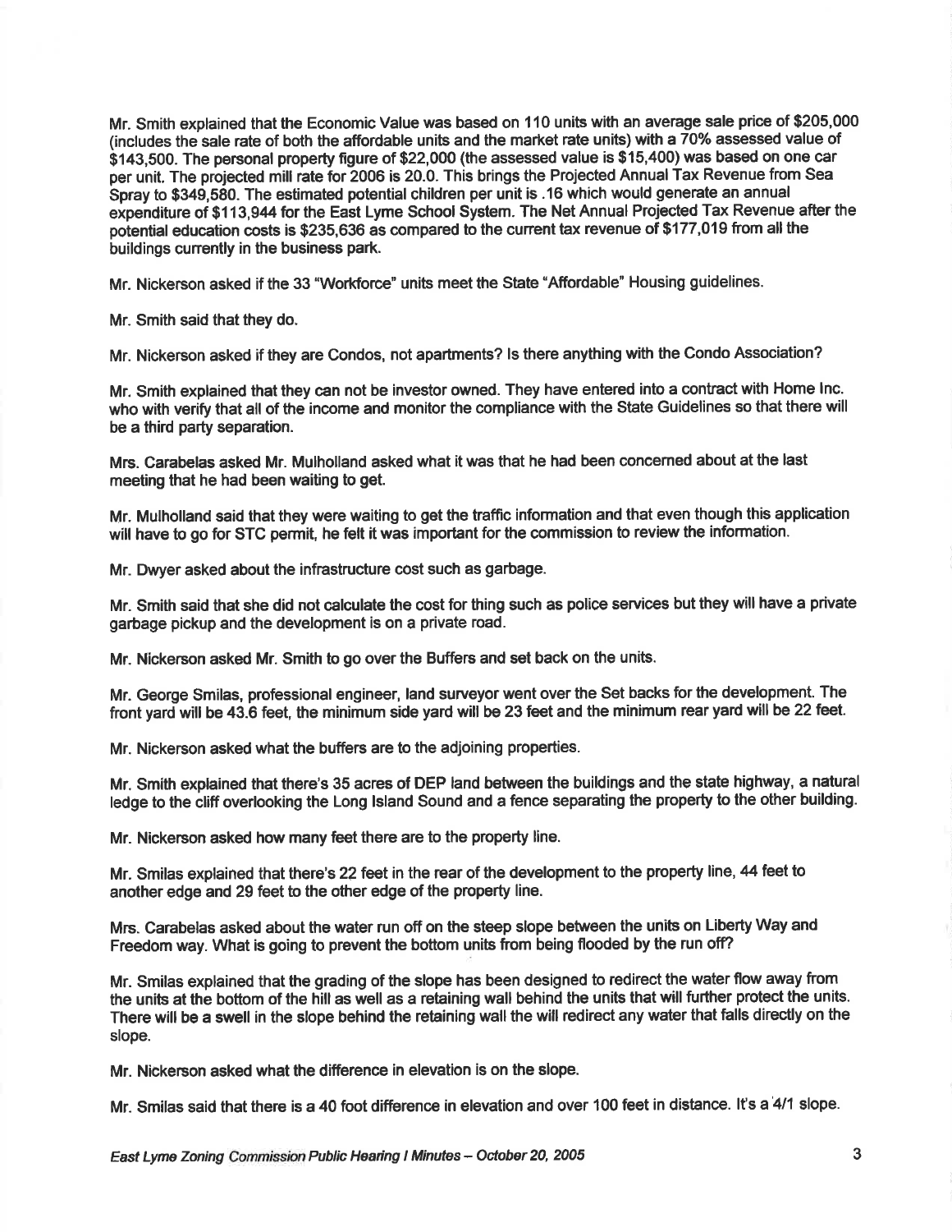Mr. Smith explained that the Economic Value was based on 110 units with an average sale price of $205,000 (includes the sale rate of both the affordable units and the market rate units) with a 70% assessed value of $143,500. The personal property figure of $22,000 (the assessed value is $15,400) was based on one car per unit. The projected mill rate for 2006 is 20.0. This brings the Projected Annual Tax Revenue from Sea Spray to $349,580. The estimated potential children per unit is .16 which would generate an annual expenditure of $113,944 for the East Lyme School System. The Net Annual Projected Tax Revenue after the potential education costs is $235,636 as compared to the current tax revenue of $177,019 from all the buildings currently in the business park.

Mr. Nickerson asked if the 33 "Workforce" units meet the State "Affordable" Housing guidelines.

Mr. Smith said that they do.

Mr. Nickerson asked if they are Condos, not apartments? Is there anything with the Condo Association?

Mr. Smith explained that they can not be investor owned. They have entered into a contract with Home Inc. who with verify that all of the income and monitor the compliance with the State Guidelines so that there will be a third party separation.

Mrs. Carabelas asked Mr. Mulholland asked what it was that he had been concerned about at the last meeting that he had been waiting to get.

Mr. Mulholland said that they were waiting to get the traffic information and that even though this application will have to go for STC permit, he felt it was important for the commission to review the information.

Mr. Dwyer asked about the infrastructure cost such as garbage.

Mr. Smith said that she did not calculate the cost for thing such as police services but they will have a private garbage pickup and the development is on a private road.

Mr. Nickerson asked Mr. Smith to go over the Buffers and set back on the units.

Mr. George Smilas, professional engineer, land surveyor went over the Set backs for the development. The front yard will be 43.6 feet, the minimum side yard will be 23 feet and the minimum rear yard will be 22 feet.

Mr. Nickerson asked what the buffers are to the adjoining properties.

Mr. Smith explained that there's 35 acres of DEP land between the buildings and the state highway, a natural ledge to the cliff overlooking the Long Island Sound and a fence separating the property to the other building.

Mr. Nickerson asked how many feet there are to the property line.

Mr. Smilas explained that there's 22 feet in the rear of the development to the property line, 44 feet to another edge and 29 feet to the other edge of the property line.

Mrs. Carabelas asked about the water run off on the steep slope between the units on Liberty Way and Freedom way. What is going to prevent the bottom units from being flooded by the run off?

Mr. Smilas explained that the grading of the slope has been designed to redirect the water flow away from the units at the bottom of the hill as well as a retaining wall behind the units that will further protect the units. There will be a swell in the slope behind the retaining wall the will redirect any water that falls directly on the slope.

Mr. Nickerson asked what the difference in elevation is on the slope.

Mr. Smilas said that there is a 40 foot difference in elevation and over 100 feet in distance. It's a 4/1 slope.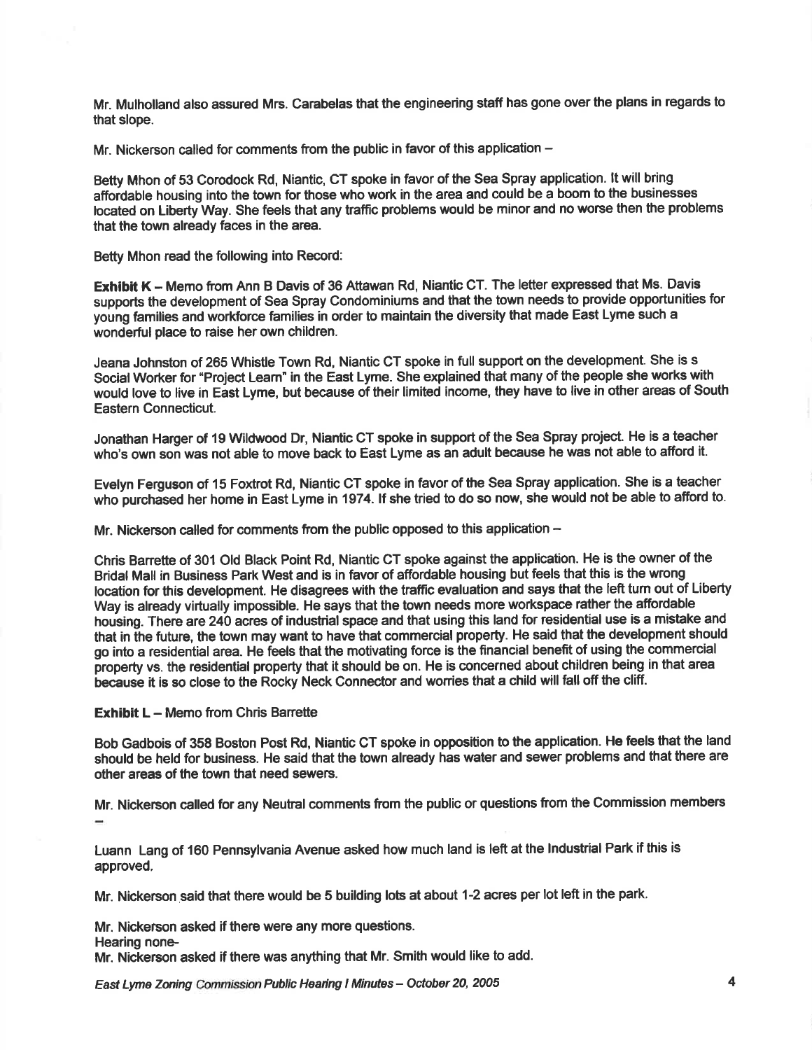Mr. Mulholland also assured Mrs. Carabelas that the engineering staff has gone over the plans in regards to that slope.

Mr. Nickerson called for comments from the public in favor of this application –

Betty Mhon of 53 Corodock Rd, Niantic, CT spoke in favor of the Sea Spray application. It will bring affordable housing into the town for those who work in the area and could be a boom to the businesses located on Liberty Way. She feels that any traffic problems would be minor and no worse then the problems that the town already faces in the area.

Betty Mhon read the following into Record:

**Exhibit K** – Memo from Ann B Davis of 36 Attawan Rd, Niantic CT. The letter expressed that Ms. Davis supports the development of Sea Spray Condominiums and that the town needs to provide opportunities for young families and workforce families in order to maintain the diversity that made East Lyme such a wonderful place to raise her own children.

Jeana Johnston of 265 Whistle Town Rd, Niantic CT spoke in full support on the development. She is s Social Worker for "Project Learn" in the East Lyme. She explained that many of the people she works with would love to live in East Lyme, but because of their limited income, they have to live in other areas of South Eastern Connecticut.

Jonathan Harger of 19 Wildwood Dr, Niantic CT spoke in support of the Sea Spray project. He is a teacher who's own son was not able to move back to East Lyme as an adult because he was not able to afford it.

Evelyn Ferguson of 15 Foxtrot Rd, Niantic CT spoke in favor of the Sea Spray application. She is a teacher who purchased her home in East Lyme in 1974. If she tried to do so now, she would not be able to afford to.

Mr. Nickerson called for comments from the public opposed to this application –

Chris Barrette of 301 Old Black Point Rd, Niantic CT spoke against the application. He is the owner of the Bridal Mall in Business Park West and is in favor of affordable housing but feels that this is the wrong location for this development. He disagrees with the traffic evaluation and says that the left turn out of Liberty Way is already virtually impossible. He says that the town needs more workspace rather the affordable housing. There are 240 acres of industrial space and that using this land for residential use is a mistake and that in the future, the town may want to have that commercial property. He said that the development should go into a residential area. He feels that the motivating force is the financial benefit of using the commercial property vs. the residential property that it should be on. He is concerned about children being in that area because it is so close to the Rocky Neck Connector and worries that a child will fall off the cliff.

**Exhibit L** – Memo from Chris Barrette

Bob Gadbois of 358 Boston Post Rd, Niantic CT spoke in opposition to the application. He feels that the land should be held for business. He said that the town already has water and sewer problems and that there are other areas of the town that need sewers.

Mr. Nickerson called for any Neutral comments from the public or questions from the Commission members –

Luann Lang of 160 Pennsylvania Avenue asked how much land is left at the Industrial Park if this is approved.

Mr. Nickerson said that there would be 5 building lots at about 1-2 acres per lot left in the park.

Mr. Nickerson asked if there were any more questions.
Hearing none-
Mr. Nickerson asked if there was anything that Mr. Smith would like to add.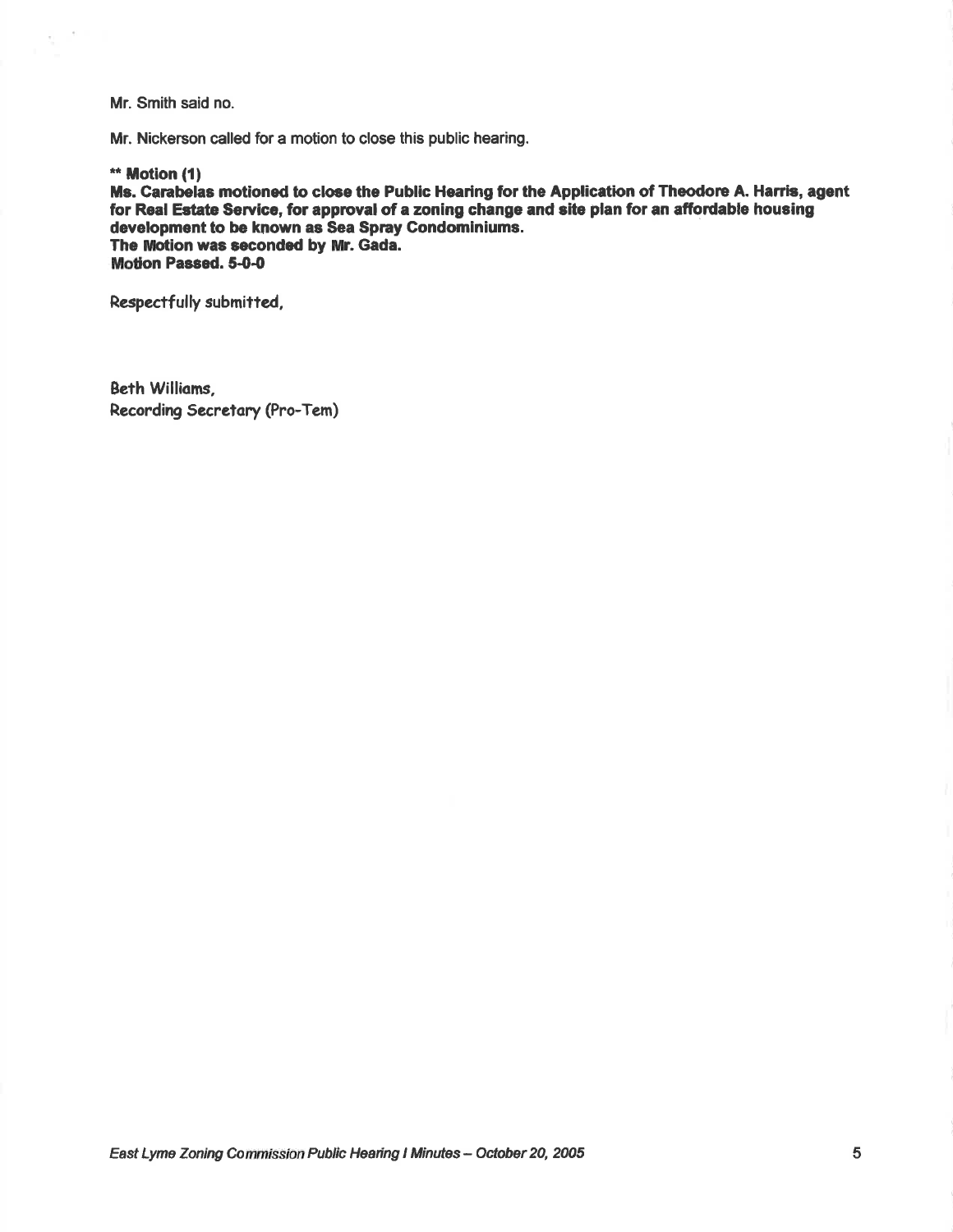Mr. Smith said no.

Mr. Nickerson called for a motion to close this public hearing.

**** Motion (1)**
**Ms. Carabelas motioned to close the Public Hearing for the Application of Theodore A. Harris, agent for Real Estate Service, for approval of a zoning change and site plan for an affordable housing development to be known as Sea Spray Condominiums.**
**The Motion was seconded by Mr. Gada.**
**Motion Passed. 5-0-0**

Respectfully submitted,

Beth Williams,
Recording Secretary (Pro-Tem)